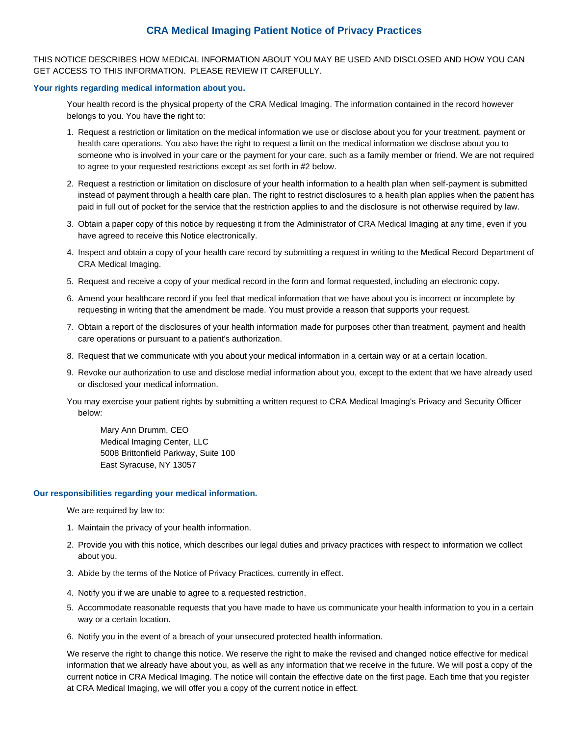# CRA Medical Imaging Patient Notice of Privacy Practices

THIS NOTICE DESCRIBES HOW MEDICAL INFORMATION ABOUT YOU MAY BE USED AND DISCLOSED AND HOW YOU CAN GET ACCESS TO THIS INFORMATION. PLEASE REVIEW IT CAREFULLY.

## Your rights regarding medical information about you.

Your health record is the physical property of the CRA Medical Imaging. The information contained in the record however belongs to you. You have the right to:

1. Request a restriction or limitation on the medical information we use or disclose about you for your treatment, payment or health care operations. You also have the right to request a limit on the medical information we disclose about you to someone who is involved in your care or the payment for your care, such as a family member or friend. We are not required to agree to your requested restrictions except as set forth in #2 below.
2. Request a restriction or limitation on disclosure of your health information to a health plan when self-payment is submitted instead of payment through a health care plan. The right to restrict disclosures to a health plan applies when the patient has paid in full out of pocket for the service that the restriction applies to and the disclosure is not otherwise required by law.
3. Obtain a paper copy of this notice by requesting it from the Administrator of CRA Medical Imaging at any time, even if you have agreed to receive this Notice electronically.
4. Inspect and obtain a copy of your health care record by submitting a request in writing to the Medical Record Department of CRA Medical Imaging.
5. Request and receive a copy of your medical record in the form and format requested, including an electronic copy.
6. Amend your healthcare record if you feel that medical information that we have about you is incorrect or incomplete by requesting in writing that the amendment be made. You must provide a reason that supports your request.
7. Obtain a report of the disclosures of your health information made for purposes other than treatment, payment and health care operations or pursuant to a patient's authorization.
8. Request that we communicate with you about your medical information in a certain way or at a certain location.
9. Revoke our authorization to use and disclose medial information about you, except to the extent that we have already used or disclosed your medical information.

You may exercise your patient rights by submitting a written request to CRA Medical Imaging's Privacy and Security Officer below:

Mary Ann Drumm, CEO
Medical Imaging Center, LLC
5008 Brittonfield Parkway, Suite 100
East Syracuse, NY 13057

## Our responsibilities regarding your medical information.

We are required by law to:

1. Maintain the privacy of your health information.
2. Provide you with this notice, which describes our legal duties and privacy practices with respect to information we collect about you.
3. Abide by the terms of the Notice of Privacy Practices, currently in effect.
4. Notify you if we are unable to agree to a requested restriction.
5. Accommodate reasonable requests that you have made to have us communicate your health information to you in a certain way or a certain location.
6. Notify you in the event of a breach of your unsecured protected health information.

We reserve the right to change this notice. We reserve the right to make the revised and changed notice effective for medical information that we already have about you, as well as any information that we receive in the future. We will post a copy of the current notice in CRA Medical Imaging. The notice will contain the effective date on the first page. Each time that you register at CRA Medical Imaging, we will offer you a copy of the current notice in effect.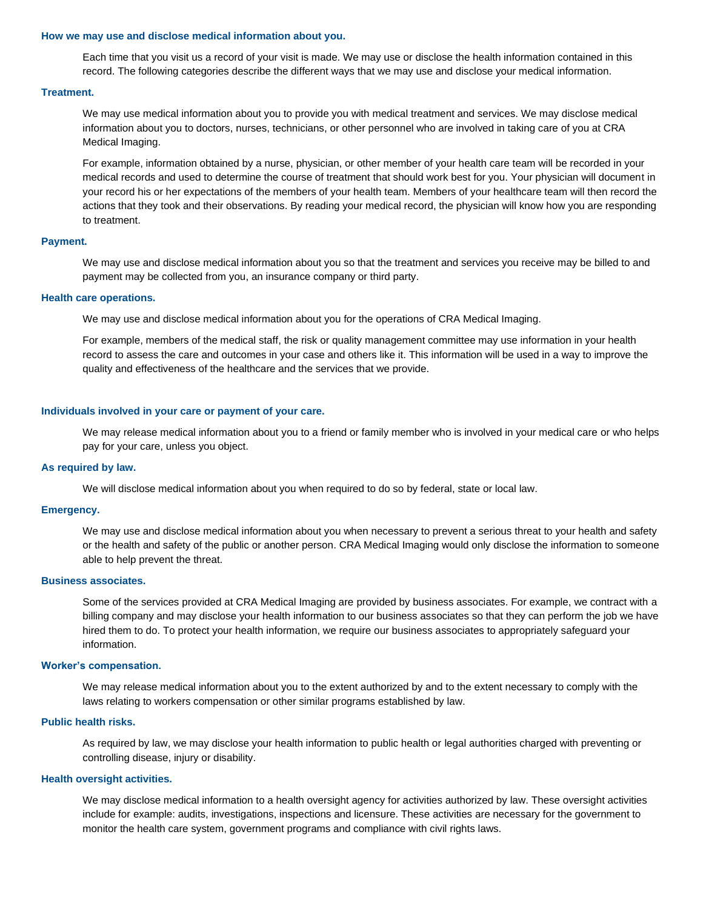### How we may use and disclose medical information about you.

Each time that you visit us a record of your visit is made. We may use or disclose the health information contained in this record. The following categories describe the different ways that we may use and disclose your medical information.

### Treatment.

We may use medical information about you to provide you with medical treatment and services. We may disclose medical information about you to doctors, nurses, technicians, or other personnel who are involved in taking care of you at CRA Medical Imaging.

For example, information obtained by a nurse, physician, or other member of your health care team will be recorded in your medical records and used to determine the course of treatment that should work best for you. Your physician will document in your record his or her expectations of the members of your health team. Members of your healthcare team will then record the actions that they took and their observations. By reading your medical record, the physician will know how you are responding to treatment.

### Payment.

We may use and disclose medical information about you so that the treatment and services you receive may be billed to and payment may be collected from you, an insurance company or third party.

### Health care operations.

We may use and disclose medical information about you for the operations of CRA Medical Imaging.

For example, members of the medical staff, the risk or quality management committee may use information in your health record to assess the care and outcomes in your case and others like it. This information will be used in a way to improve the quality and effectiveness of the healthcare and the services that we provide.

### Individuals involved in your care or payment of your care.

We may release medical information about you to a friend or family member who is involved in your medical care or who helps pay for your care, unless you object.

### As required by law.

We will disclose medical information about you when required to do so by federal, state or local law.

### Emergency.

We may use and disclose medical information about you when necessary to prevent a serious threat to your health and safety or the health and safety of the public or another person. CRA Medical Imaging would only disclose the information to someone able to help prevent the threat.

### Business associates.

Some of the services provided at CRA Medical Imaging are provided by business associates. For example, we contract with a billing company and may disclose your health information to our business associates so that they can perform the job we have hired them to do. To protect your health information, we require our business associates to appropriately safeguard your information.

### Worker's compensation.

We may release medical information about you to the extent authorized by and to the extent necessary to comply with the laws relating to workers compensation or other similar programs established by law.

### Public health risks.

As required by law, we may disclose your health information to public health or legal authorities charged with preventing or controlling disease, injury or disability.

### Health oversight activities.

We may disclose medical information to a health oversight agency for activities authorized by law. These oversight activities include for example: audits, investigations, inspections and licensure. These activities are necessary for the government to monitor the health care system, government programs and compliance with civil rights laws.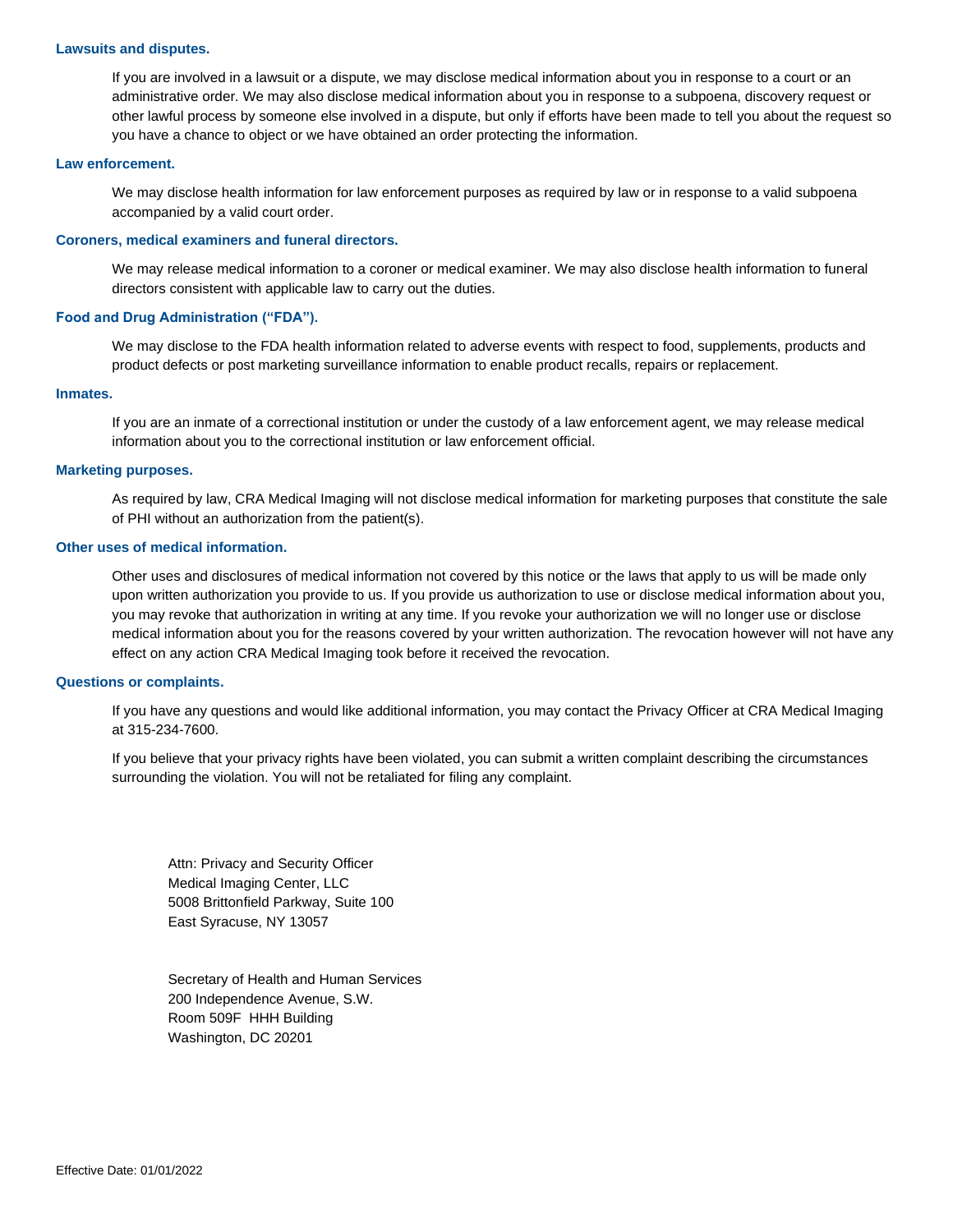### Lawsuits and disputes.

If you are involved in a lawsuit or a dispute, we may disclose medical information about you in response to a court or an administrative order. We may also disclose medical information about you in response to a subpoena, discovery request or other lawful process by someone else involved in a dispute, but only if efforts have been made to tell you about the request so you have a chance to object or we have obtained an order protecting the information.

### Law enforcement.

We may disclose health information for law enforcement purposes as required by law or in response to a valid subpoena accompanied by a valid court order.

### Coroners, medical examiners and funeral directors.

We may release medical information to a coroner or medical examiner. We may also disclose health information to funeral directors consistent with applicable law to carry out the duties.

### Food and Drug Administration ("FDA").

We may disclose to the FDA health information related to adverse events with respect to food, supplements, products and product defects or post marketing surveillance information to enable product recalls, repairs or replacement.

### Inmates.

If you are an inmate of a correctional institution or under the custody of a law enforcement agent, we may release medical information about you to the correctional institution or law enforcement official.

### Marketing purposes.

As required by law, CRA Medical Imaging will not disclose medical information for marketing purposes that constitute the sale of PHI without an authorization from the patient(s).

### Other uses of medical information.

Other uses and disclosures of medical information not covered by this notice or the laws that apply to us will be made only upon written authorization you provide to us. If you provide us authorization to use or disclose medical information about you, you may revoke that authorization in writing at any time. If you revoke your authorization we will no longer use or disclose medical information about you for the reasons covered by your written authorization. The revocation however will not have any effect on any action CRA Medical Imaging took before it received the revocation.

### Questions or complaints.

If you have any questions and would like additional information, you may contact the Privacy Officer at CRA Medical Imaging at 315-234-7600.

If you believe that your privacy rights have been violated, you can submit a written complaint describing the circumstances surrounding the violation. You will not be retaliated for filing any complaint.

Attn: Privacy and Security Officer
Medical Imaging Center, LLC
5008 Brittonfield Parkway, Suite 100
East Syracuse, NY 13057

Secretary of Health and Human Services
200 Independence Avenue, S.W.
Room 509F HHH Building
Washington, DC 20201

Effective Date: 01/01/2022